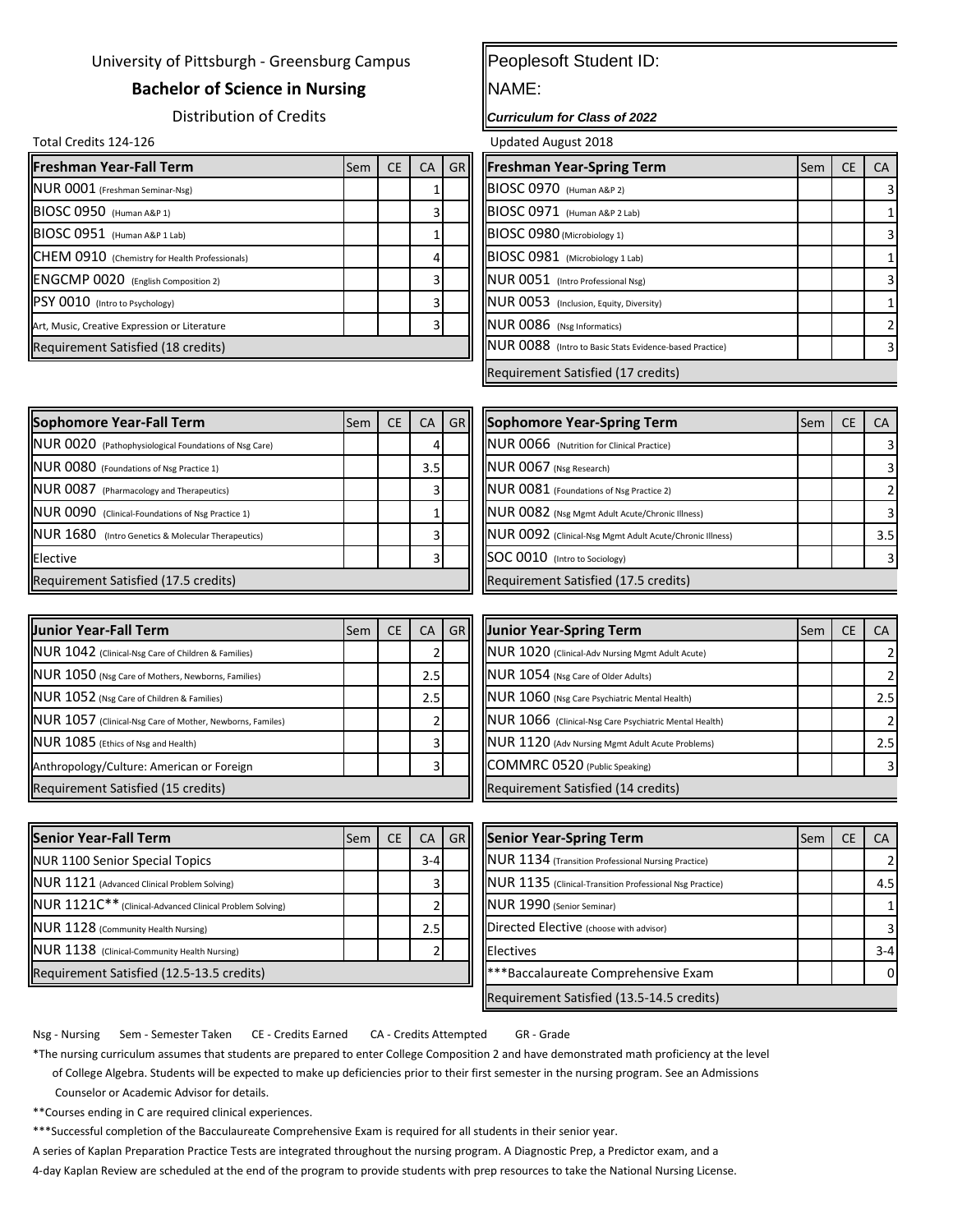University of Pittsburgh - Greensburg Campus

**Bachelor of Science in Nursing**

Distribution of Credits

Peoplesoft Student ID:

NAME:

***Curriculum for Class of 2022***

Total Credits 124-126

Updated August 2018

| Freshman Year-Fall Term | Sem | CE | CA | GR |
|---|---|---|---|---|
| NUR 0001 (Freshman Seminar-Nsg) | | | 1 | |
| BIOSC 0950 (Human A&P 1) | | | 3 | |
| BIOSC 0951 (Human A&P 1 Lab) | | | 1 | |
| CHEM 0910 (Chemistry for Health Professionals) | | | 4 | |
| ENGCMP 0020 (English Composition 2) | | | 3 | |
| PSY 0010 (Intro to Psychology) | | | 3 | |
| Art, Music, Creative Expression or Literature | | | 3 | |
| Requirement Satisfied (18 credits) | | | | |

| Freshman Year-Spring Term | Sem | CE | CA |
|---|---|---|---|
| BIOSC 0970 (Human A&P 2) | | | 3 |
| BIOSC 0971 (Human A&P 2 Lab) | | | 1 |
| BIOSC 0980 (Microbiology 1) | | | 3 |
| BIOSC 0981 (Microbiology 1 Lab) | | | 1 |
| NUR 0051 (Intro Professional Nsg) | | | 3 |
| NUR 0053 (Inclusion, Equity, Diversity) | | | 1 |
| NUR 0086 (Nsg Informatics) | | | 2 |
| NUR 0088 (Intro to Basic Stats Evidence-based Practice) | | | 3 |
| Requirement Satisfied (17 credits) | | | |

| Sophomore Year-Fall Term | Sem | CE | CA | GR |
|---|---|---|---|---|
| NUR 0020 (Pathophysiological Foundations of Nsg Care) | | | 4 | |
| NUR 0080 (Foundations of Nsg Practice 1) | | | 3.5 | |
| NUR 0087 (Pharmacology and Therapeutics) | | | 3 | |
| NUR 0090 (Clinical-Foundations of Nsg Practice 1) | | | 1 | |
| NUR 1680 (Intro Genetics & Molecular Therapeutics) | | | 3 | |
| Elective | | | 3 | |
| Requirement Satisfied (17.5 credits) | | | | |

| Sophomore Year-Spring Term | Sem | CE | CA |
|---|---|---|---|
| NUR 0066 (Nutrition for Clinical Practice) | | | 3 |
| NUR 0067 (Nsg Research) | | | 3 |
| NUR 0081 (Foundations of Nsg Practice 2) | | | 2 |
| NUR 0082 (Nsg Mgmt Adult Acute/Chronic Illness) | | | 3 |
| NUR 0092 (Clinical-Nsg Mgmt Adult Acute/Chronic Illness) | | | 3.5 |
| SOC 0010 (Intro to Sociology) | | | 3 |
| Requirement Satisfied (17.5 credits) | | | |

| Junior Year-Fall Term | Sem | CE | CA | GR |
|---|---|---|---|---|
| NUR 1042 (Clinical-Nsg Care of Children & Families) | | | 2 | |
| NUR 1050 (Nsg Care of Mothers, Newborns, Families) | | | 2.5 | |
| NUR 1052 (Nsg Care of Children & Families) | | | 2.5 | |
| NUR 1057 (Clinical-Nsg Care of Mother, Newborns, Familes) | | | 2 | |
| NUR 1085 (Ethics of Nsg and Health) | | | 3 | |
| Anthropology/Culture: American or Foreign | | | 3 | |
| Requirement Satisfied (15 credits) | | | | |

| Junior Year-Spring Term | Sem | CE | CA |
|---|---|---|---|
| NUR 1020 (Clinical-Adv Nursing Mgmt Adult Acute) | | | 2 |
| NUR 1054 (Nsg Care of Older Adults) | | | 2 |
| NUR 1060 (Nsg Care Psychiatric Mental Health) | | | 2.5 |
| NUR 1066 (Clinical-Nsg Care Psychiatric Mental Health) | | | 2 |
| NUR 1120 (Adv Nursing Mgmt Adult Acute Problems) | | | 2.5 |
| COMMRC 0520 (Public Speaking) | | | 3 |
| Requirement Satisfied (14 credits) | | | |

| Senior Year-Fall Term | Sem | CE | CA | GR |
|---|---|---|---|---|
| NUR 1100 Senior Special Topics | | | 3-4 | |
| NUR 1121 (Advanced Clinical Problem Solving) | | | 3 | |
| NUR 1121C** (Clinical-Advanced Clinical Problem Solving) | | | 2 | |
| NUR 1128 (Community Health Nursing) | | | 2.5 | |
| NUR 1138 (Clinical-Community Health Nursing) | | | 2 | |
| Requirement Satisfied (12.5-13.5 credits) | | | | |

| Senior Year-Spring Term | Sem | CE | CA |
|---|---|---|---|
| NUR 1134 (Transition Professional Nursing Practice) | | | 2 |
| NUR 1135 (Clinical-Transition Professional Nsg Practice) | | | 4.5 |
| NUR 1990 (Senior Seminar) | | | 1 |
| Directed Elective (choose with advisor) | | | 3 |
| Electives | | | 3-4 |
| ***Baccalaureate Comprehensive Exam | | | 0 |
| Requirement Satisfied (13.5-14.5 credits) | | | |

Nsg - Nursing Sem - Semester Taken CE - Credits Earned CA - Credits Attempted GR - Grade

*The nursing curriculum assumes that students are prepared to enter College Composition 2 and have demonstrated math proficiency at the level of College Algebra. Students will be expected to make up deficiencies prior to their first semester in the nursing program. See an Admissions Counselor or Academic Advisor for details.

**Courses ending in C are required clinical experiences.

***Successful completion of the Bacculaureate Comprehensive Exam is required for all students in their senior year.

A series of Kaplan Preparation Practice Tests are integrated throughout the nursing program. A Diagnostic Prep, a Predictor exam, and a 4-day Kaplan Review are scheduled at the end of the program to provide students with prep resources to take the National Nursing License.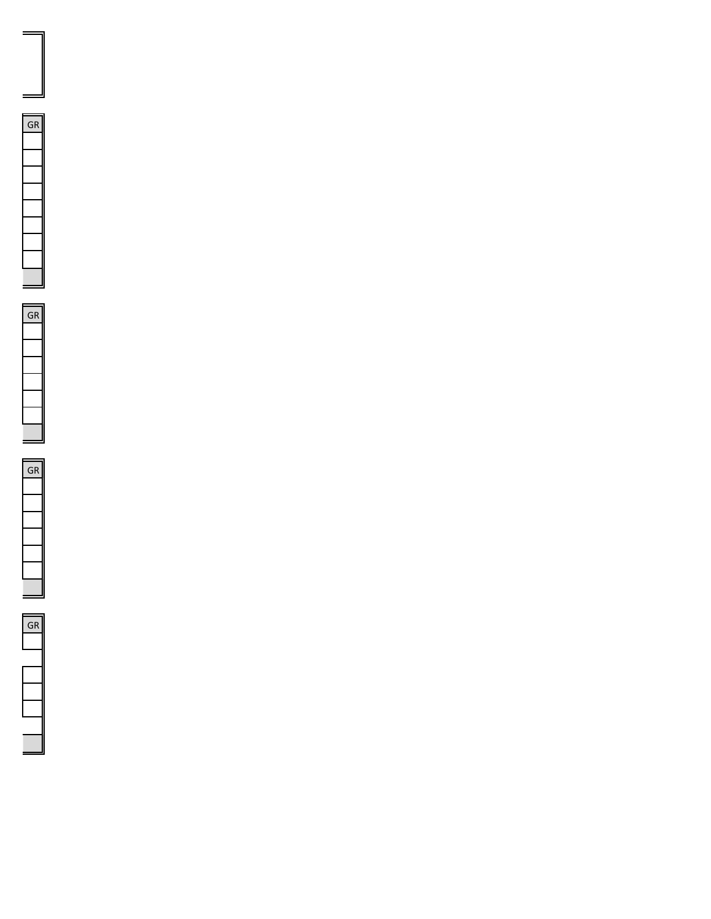| GR |
| --- |
| |
| |
| |
| |
| |
| |
| |
| |
| |

| GR |
| --- |
| |
| |
| |
| |
| |
| |
| |

| GR |
| --- |
| |
| |
| |
| |
| |
| |
| |

| GR |
| --- |
| |
| |
| |
| |
| |
| |
| |